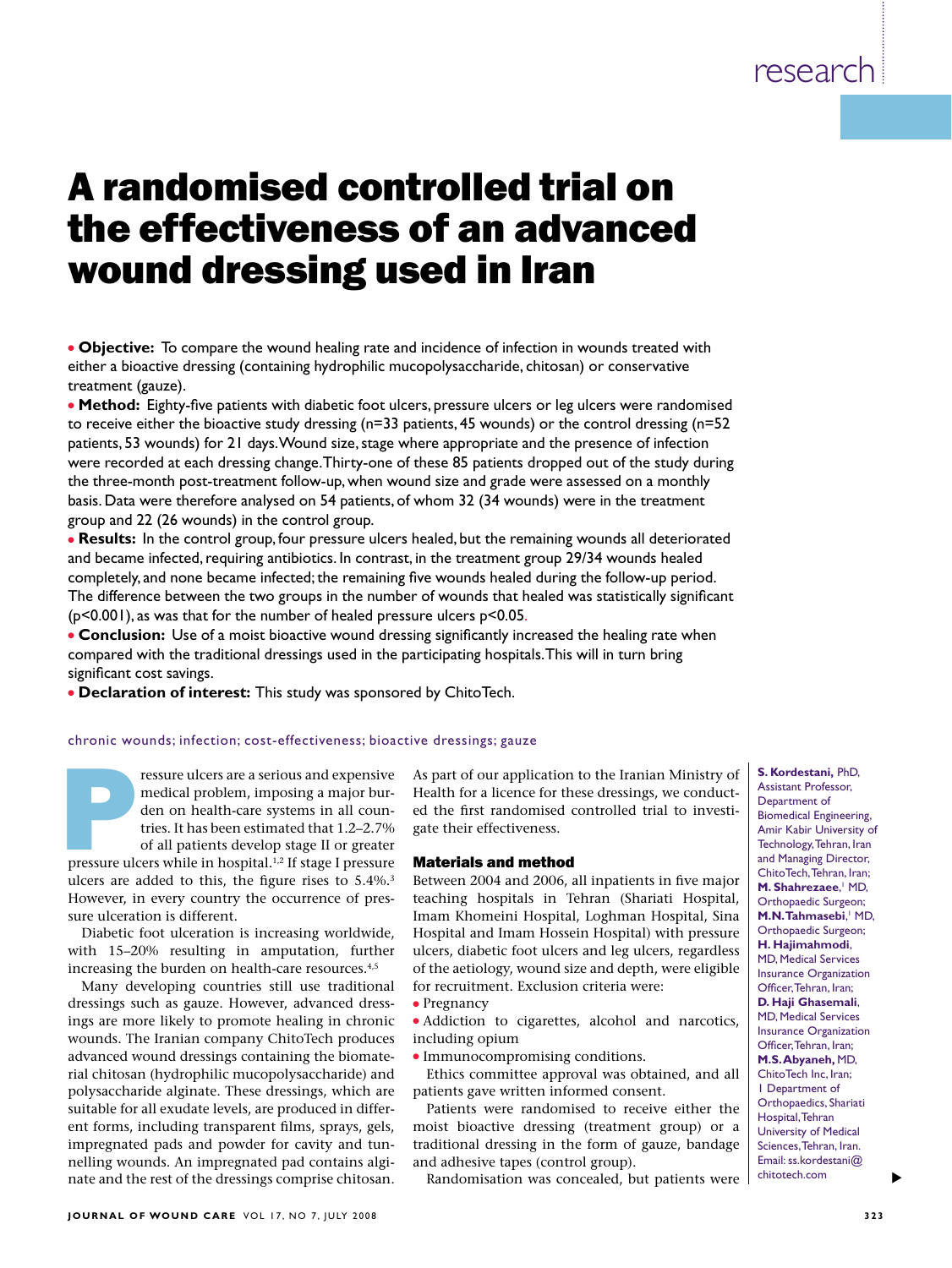# A randomised controlled trial on the effectiveness of an advanced wound dressing used in Iran

- **Objective:** To compare the wound healing rate and incidence of infection in wounds treated with either a bioactive dressing (containing hydrophilic mucopolysaccharide, chitosan) or conservative treatment (gauze).
- **Method:** Eighty-five patients with diabetic foot ulcers, pressure ulcers or leg ulcers were randomised to receive either the bioactive study dressing (n=33 patients, 45 wounds) or the control dressing (n=52 patients, 53 wounds) for 21 days. Wound size, stage where appropriate and the presence of infection were recorded at each dressing change. Thirty-one of these 85 patients dropped out of the study during the three-month post-treatment follow-up, when wound size and grade were assessed on a monthly basis. Data were therefore analysed on 54 patients, of whom 32 (34 wounds) were in the treatment group and 22 (26 wounds) in the control group.
- **Results:** In the control group, four pressure ulcers healed, but the remaining wounds all deteriorated and became infected, requiring antibiotics. In contrast, in the treatment group 29/34 wounds healed completely, and none became infected; the remaining five wounds healed during the follow-up period. The difference between the two groups in the number of wounds that healed was statistically significant ($p<0.001$), as was that for the number of healed pressure ulcers $p<0.05$.
- **Conclusion:** Use of a moist bioactive wound dressing significantly increased the healing rate when compared with the traditional dressings used in the participating hospitals. This will in turn bring significant cost savings.
- **Declaration of interest:** This study was sponsored by ChitoTech.

chronic wounds; infection; cost-effectiveness; bioactive dressings; gauze

**S. Kordestani,** PhD, Assistant Professor, Department of Biomedical Engineering, Amir Kabir University of Technology, Tehran, Iran and Managing Director, ChitoTech, Tehran, Iran; **M. Shahrezaee**,[1] MD, Orthopaedic Surgeon; **M.N. Tahmasebi**,[1] MD, Orthopaedic Surgeon; **H. Hajimahmodi**, MD, Medical Services Insurance Organization Officer, Tehran, Iran; **D. Haji Ghasemali**, MD, Medical Services Insurance Organization Officer, Tehran, Iran; **M.S. Abyaneh,** MD, ChitoTech Inc, Iran; 1 Department of Orthopaedics, Shariati Hospital, Tehran University of Medical Sciences, Tehran, Iran. Email: ss.kordestani@chitotech.com

Pressure ulcers are a serious and expensive medical problem, imposing a major burden on health-care systems in all countries. It has been estimated that 1.2–2.7% of all patients develop stage II or greater pressure ulcers while in hospital.[1,2] If stage I pressure ulcers are added to this, the figure rises to 5.4%.[3] However, in every country the occurrence of pressure ulceration is different.

Diabetic foot ulceration is increasing worldwide, with 15–20% resulting in amputation, further increasing the burden on health-care resources.[4,5]

Many developing countries still use traditional dressings such as gauze. However, advanced dressings are more likely to promote healing in chronic wounds. The Iranian company ChitoTech produces advanced wound dressings containing the biomaterial chitosan (hydrophilic mucopolysaccharide) and polysaccharide alginate. These dressings, which are suitable for all exudate levels, are produced in different forms, including transparent films, sprays, gels, impregnated pads and powder for cavity and tunnelling wounds. An impregnated pad contains alginate and the rest of the dressings comprise chitosan. As part of our application to the Iranian Ministry of Health for a licence for these dressings, we conducted the first randomised controlled trial to investigate their effectiveness.

## Materials and method

Between 2004 and 2006, all inpatients in five major teaching hospitals in Tehran (Shariati Hospital, Imam Khomeini Hospital, Loghman Hospital, Sina Hospital and Imam Hossein Hospital) with pressure ulcers, diabetic foot ulcers and leg ulcers, regardless of the aetiology, wound size and depth, were eligible for recruitment. Exclusion criteria were:

- Pregnancy
- Addiction to cigarettes, alcohol and narcotics, including opium
- Immunocompromising conditions.

Ethics committee approval was obtained, and all patients gave written informed consent.

Patients were randomised to receive either the moist bioactive dressing (treatment group) or a traditional dressing in the form of gauze, bandage and adhesive tapes (control group).

Randomisation was concealed, but patients were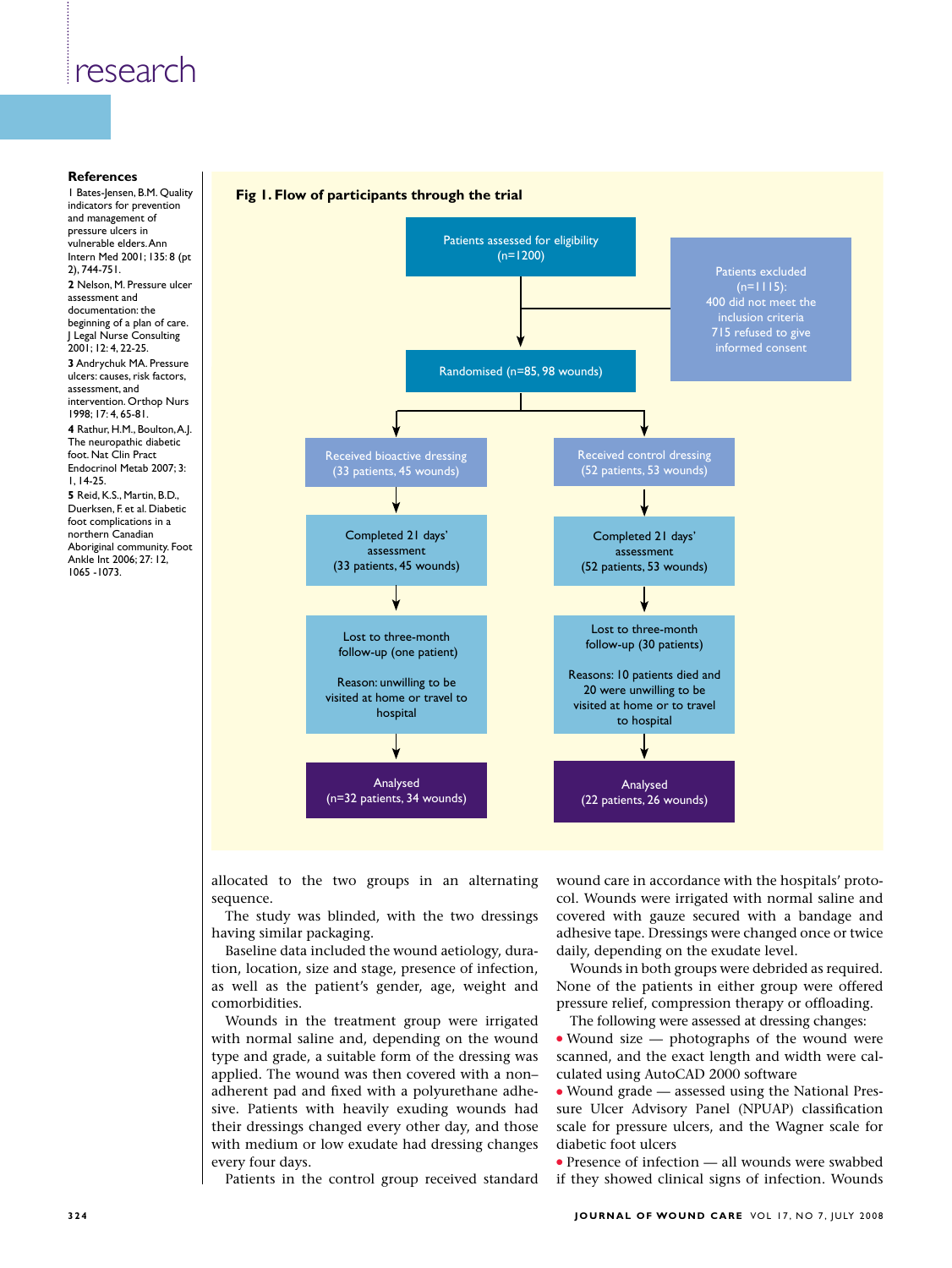### References

**1** Bates-Jensen, B.M. Quality indicators for prevention and management of pressure ulcers in vulnerable elders. Ann Intern Med 2001; 135: 8 (pt 2), 744-751.

**2** Nelson, M. Pressure ulcer assessment and documentation: the beginning of a plan of care. J Legal Nurse Consulting 2001; 12: 4, 22-25.

**3** Andrychuk MA. Pressure ulcers: causes, risk factors, assessment, and intervention. Orthop Nurs 1998; 17: 4, 65-81.

**4** Rathur, H.M., Boulton, A.J. The neuropathic diabetic foot. Nat Clin Pract Endocrinol Metab 2007; 3: 1, 14-25.

**5** Reid, K.S., Martin, B.D., Duerksen, F. et al. Diabetic foot complications in a northern Canadian Aboriginal community. Foot Ankle Int 2006; 27: 12, 1065 -1073.

**Fig 1. Flow of participants through the trial**

- Patients assessed for eligibility (n=1200)
- Patients excluded (n=1115): 400 did not meet the inclusion criteria; 715 refused to give informed consent
- Randomised (n=85, 98 wounds)

| Bioactive dressing group | Control dressing group |
|---|---|
| Received bioactive dressing (33 patients, 45 wounds) | Received control dressing (52 patients, 53 wounds) |
| Completed 21 days' assessment (33 patients, 45 wounds) | Completed 21 days' assessment (52 patients, 53 wounds) |
| Lost to three-month follow-up (one patient). Reason: unwilling to be visited at home or travel to hospital | Lost to three-month follow-up (30 patients). Reasons: 10 patients died and 20 were unwilling to be visited at home or to travel to hospital |
| Analysed (n=32 patients, 34 wounds) | Analysed (22 patients, 26 wounds) |

allocated to the two groups in an alternating sequence.

The study was blinded, with the two dressings having similar packaging.

Baseline data included the wound aetiology, duration, location, size and stage, presence of infection, as well as the patient's gender, age, weight and comorbidities.

Wounds in the treatment group were irrigated with normal saline and, depending on the wound type and grade, a suitable form of the dressing was applied. The wound was then covered with a non–adherent pad and fixed with a polyurethane adhesive. Patients with heavily exuding wounds had their dressings changed every other day, and those with medium or low exudate had dressing changes every four days.

Patients in the control group received standard wound care in accordance with the hospitals' protocol. Wounds were irrigated with normal saline and covered with gauze secured with a bandage and adhesive tape. Dressings were changed once or twice daily, depending on the exudate level.

Wounds in both groups were debrided as required. None of the patients in either group were offered pressure relief, compression therapy or offloading.

The following were assessed at dressing changes:

- Wound size — photographs of the wound were scanned, and the exact length and width were calculated using AutoCAD 2000 software
- Wound grade — assessed using the National Pressure Ulcer Advisory Panel (NPUAP) classification scale for pressure ulcers, and the Wagner scale for diabetic foot ulcers
- Presence of infection — all wounds were swabbed if they showed clinical signs of infection. Wounds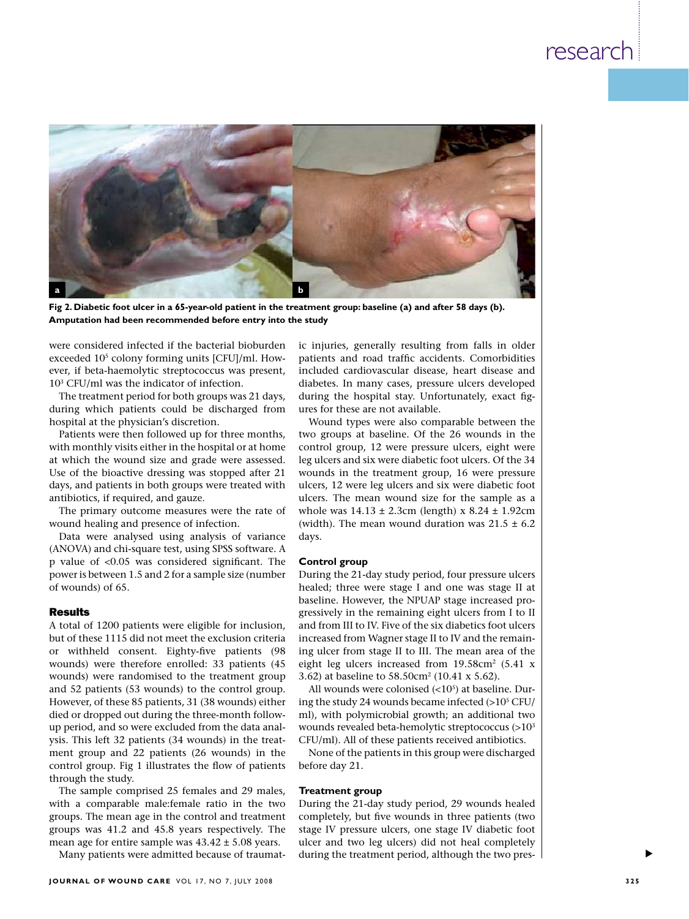Fig 2. Diabetic foot ulcer in a 65-year-old patient in the treatment group: baseline (a) and after 58 days (b). Amputation had been recommended before entry into the study

were considered infected if the bacterial bioburden exceeded $10^5$ colony forming units [CFU]/ml. However, if beta-haemolytic streptococcus was present, $10^3$ CFU/ml was the indicator of infection.

The treatment period for both groups was 21 days, during which patients could be discharged from hospital at the physician's discretion.

Patients were then followed up for three months, with monthly visits either in the hospital or at home at which the wound size and grade were assessed. Use of the bioactive dressing was stopped after 21 days, and patients in both groups were treated with antibiotics, if required, and gauze.

The primary outcome measures were the rate of wound healing and presence of infection.

Data were analysed using analysis of variance (ANOVA) and chi-square test, using SPSS software. A p value of $<0.05$ was considered significant. The power is between 1.5 and 2 for a sample size (number of wounds) of 65.

## Results

A total of 1200 patients were eligible for inclusion, but of these 1115 did not meet the exclusion criteria or withheld consent. Eighty-five patients (98 wounds) were therefore enrolled: 33 patients (45 wounds) were randomised to the treatment group and 52 patients (53 wounds) to the control group. However, of these 85 patients, 31 (38 wounds) either died or dropped out during the three-month follow-up period, and so were excluded from the data analysis. This left 32 patients (34 wounds) in the treatment group and 22 patients (26 wounds) in the control group. Fig 1 illustrates the flow of patients through the study.

The sample comprised 25 females and 29 males, with a comparable male:female ratio in the two groups. The mean age in the control and treatment groups was 41.2 and 45.8 years respectively. The mean age for entire sample was 43.42 ± 5.08 years.

Many patients were admitted because of traumatic injuries, generally resulting from falls in older patients and road traffic accidents. Comorbidities included cardiovascular disease, heart disease and diabetes. In many cases, pressure ulcers developed during the hospital stay. Unfortunately, exact figures for these are not available.

Wound types were also comparable between the two groups at baseline. Of the 26 wounds in the control group, 12 were pressure ulcers, eight were leg ulcers and six were diabetic foot ulcers. Of the 34 wounds in the treatment group, 16 were pressure ulcers, 12 were leg ulcers and six were diabetic foot ulcers. The mean wound size for the sample as a whole was 14.13 ± 2.3cm (length) x 8.24 ± 1.92cm (width). The mean wound duration was 21.5 ± 6.2 days.

### Control group

During the 21-day study period, four pressure ulcers healed; three were stage I and one was stage II at baseline. However, the NPUAP stage increased progressively in the remaining eight ulcers from I to II and from III to IV. Five of the six diabetics foot ulcers increased from Wagner stage II to IV and the remaining ulcer from stage II to III. The mean area of the eight leg ulcers increased from 19.58cm$^2$ (5.41 x 3.62) at baseline to 58.50cm$^2$ (10.41 x 5.62).

All wounds were colonised ($<10^5$) at baseline. During the study 24 wounds became infected ($>10^5$ CFU/ml), with polymicrobial growth; an additional two wounds revealed beta-hemolytic streptococcus ($>10^3$ CFU/ml). All of these patients received antibiotics.

None of the patients in this group were discharged before day 21.

### Treatment group

During the 21-day study period, 29 wounds healed completely, but five wounds in three patients (two stage IV pressure ulcers, one stage IV diabetic foot ulcer and two leg ulcers) did not heal completely during the treatment period, although the two pres-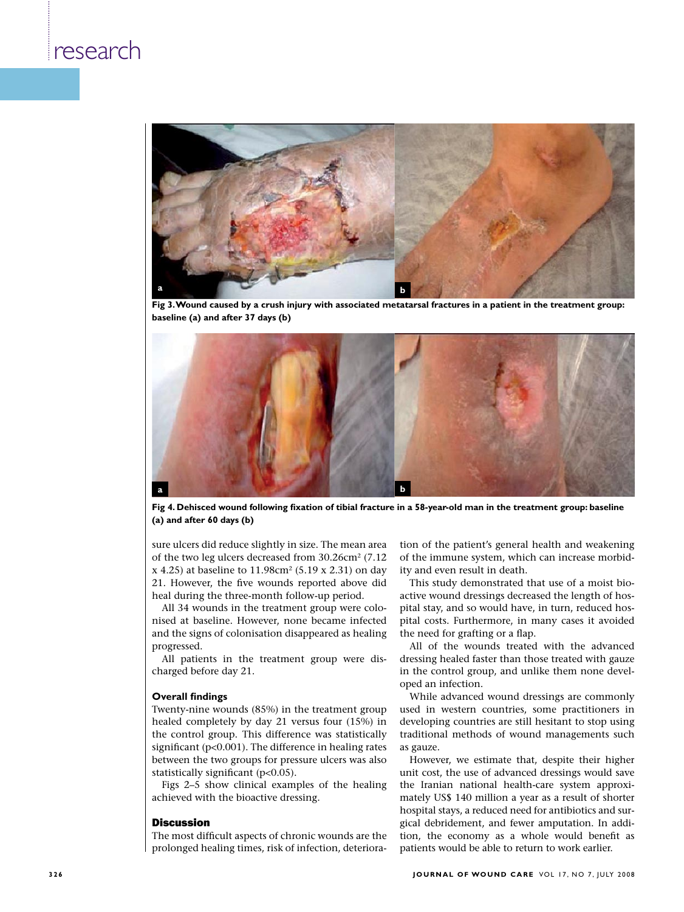Fig 3. Wound caused by a crush injury with associated metatarsal fractures in a patient in the treatment group: baseline (a) and after 37 days (b)

Fig 4. Dehisced wound following fixation of tibial fracture in a 58-year-old man in the treatment group: baseline (a) and after 60 days (b)

sure ulcers did reduce slightly in size. The mean area of the two leg ulcers decreased from 30.26cm$^2$ (7.12 x 4.25) at baseline to 11.98cm$^2$ (5.19 x 2.31) on day 21. However, the five wounds reported above did heal during the three-month follow-up period.

All 34 wounds in the treatment group were colonised at baseline. However, none became infected and the signs of colonisation disappeared as healing progressed.

All patients in the treatment group were discharged before day 21.

### Overall findings

Twenty-nine wounds (85%) in the treatment group healed completely by day 21 versus four (15%) in the control group. This difference was statistically significant ($p<0.001$). The difference in healing rates between the two groups for pressure ulcers was also statistically significant ($p<0.05$).

Figs 2–5 show clinical examples of the healing achieved with the bioactive dressing.

## Discussion

The most difficult aspects of chronic wounds are the prolonged healing times, risk of infection, deterioration of the patient's general health and weakening of the immune system, which can increase morbidity and even result in death.

This study demonstrated that use of a moist bioactive wound dressings decreased the length of hospital stay, and so would have, in turn, reduced hospital costs. Furthermore, in many cases it avoided the need for grafting or a flap.

All of the wounds treated with the advanced dressing healed faster than those treated with gauze in the control group, and unlike them none developed an infection.

While advanced wound dressings are commonly used in western countries, some practitioners in developing countries are still hesitant to stop using traditional methods of wound managements such as gauze.

However, we estimate that, despite their higher unit cost, the use of advanced dressings would save the Iranian national health-care system approximately US$ 140 million a year as a result of shorter hospital stays, a reduced need for antibiotics and surgical debridement, and fewer amputation. In addition, the economy as a whole would benefit as patients would be able to return to work earlier.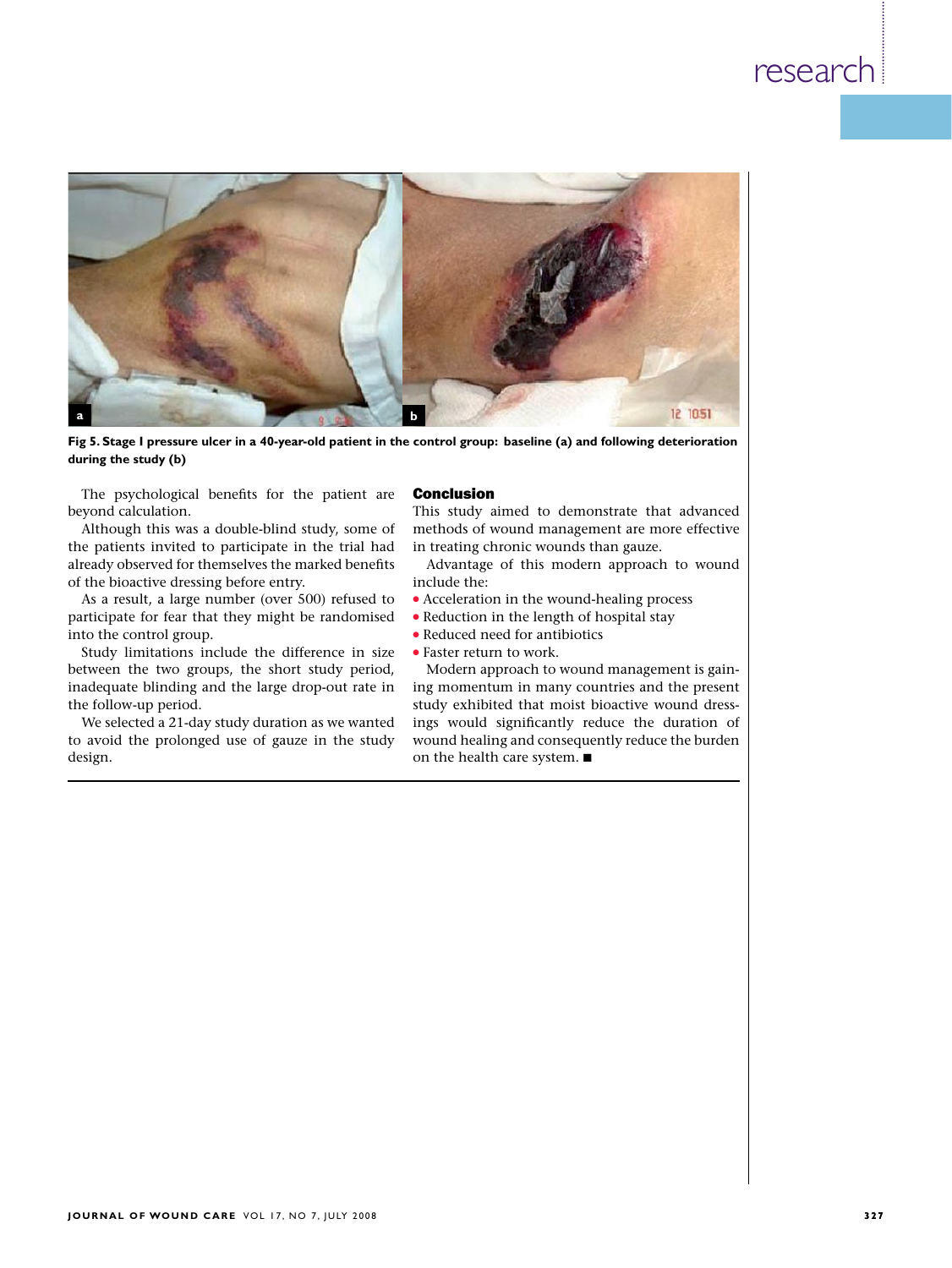Fig 5. Stage I pressure ulcer in a 40-year-old patient in the control group: baseline (a) and following deterioration during the study (b)

The psychological benefits for the patient are beyond calculation.

Although this was a double-blind study, some of the patients invited to participate in the trial had already observed for themselves the marked benefits of the bioactive dressing before entry.

As a result, a large number (over 500) refused to participate for fear that they might be randomised into the control group.

Study limitations include the difference in size between the two groups, the short study period, inadequate blinding and the large drop-out rate in the follow-up period.

We selected a 21-day study duration as we wanted to avoid the prolonged use of gauze in the study design.

## Conclusion

This study aimed to demonstrate that advanced methods of wound management are more effective in treating chronic wounds than gauze.

Advantage of this modern approach to wound include the:

- Acceleration in the wound-healing process
- Reduction in the length of hospital stay
- Reduced need for antibiotics
- Faster return to work.

Modern approach to wound management is gaining momentum in many countries and the present study exhibited that moist bioactive wound dressings would significantly reduce the duration of wound healing and consequently reduce the burden on the health care system. ■